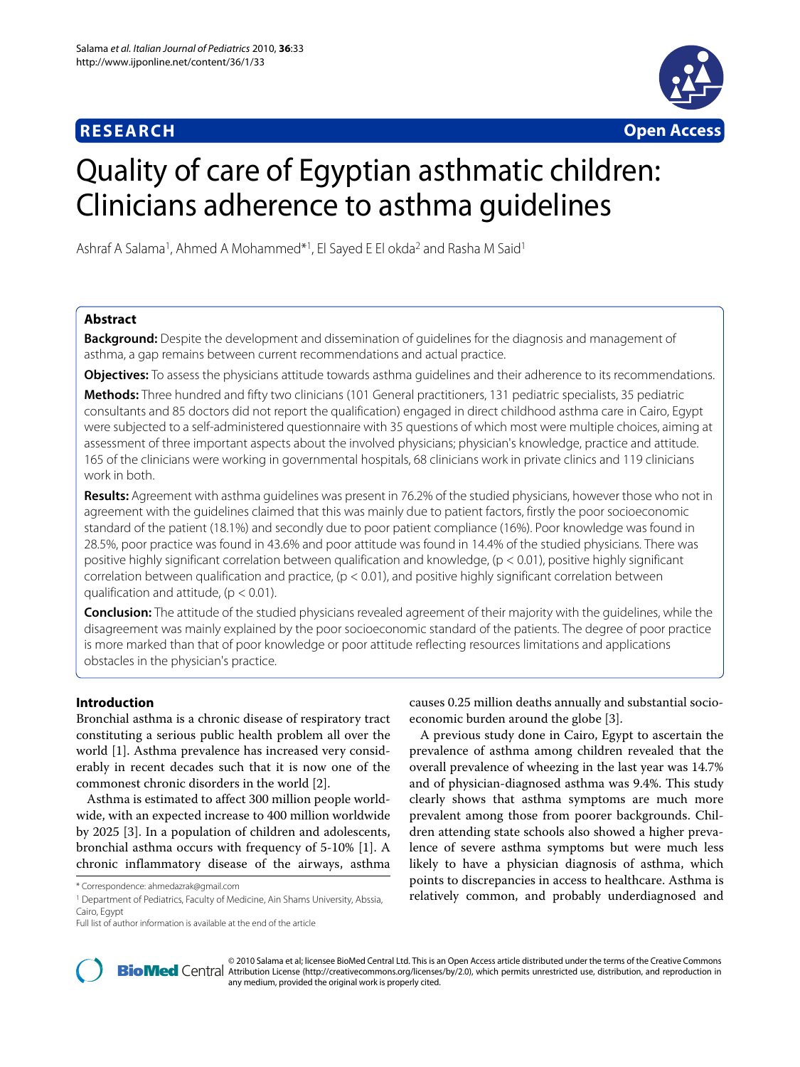**RESEARCH** **Open Access**

# Quality of care of Egyptian asthmatic children: Clinicians adherence to asthma guidelines

Ashraf A Salama[1], Ahmed A Mohammed*[1], El Sayed E El okda[2] and Rasha M Said[1]

## Abstract

**Background:** Despite the development and dissemination of guidelines for the diagnosis and management of asthma, a gap remains between current recommendations and actual practice.

**Objectives:** To assess the physicians attitude towards asthma guidelines and their adherence to its recommendations.

**Methods:** Three hundred and fifty two clinicians (101 General practitioners, 131 pediatric specialists, 35 pediatric consultants and 85 doctors did not report the qualification) engaged in direct childhood asthma care in Cairo, Egypt were subjected to a self-administered questionnaire with 35 questions of which most were multiple choices, aiming at assessment of three important aspects about the involved physicians; physician's knowledge, practice and attitude. 165 of the clinicians were working in governmental hospitals, 68 clinicians work in private clinics and 119 clinicians work in both.

**Results:** Agreement with asthma guidelines was present in 76.2% of the studied physicians, however those who not in agreement with the guidelines claimed that this was mainly due to patient factors, firstly the poor socioeconomic standard of the patient (18.1%) and secondly due to poor patient compliance (16%). Poor knowledge was found in 28.5%, poor practice was found in 43.6% and poor attitude was found in 14.4% of the studied physicians. There was positive highly significant correlation between qualification and knowledge, ($p < 0.01$), positive highly significant correlation between qualification and practice, ($p < 0.01$), and positive highly significant correlation between qualification and attitude, ($p < 0.01$).

**Conclusion:** The attitude of the studied physicians revealed agreement of their majority with the guidelines, while the disagreement was mainly explained by the poor socioeconomic standard of the patients. The degree of poor practice is more marked than that of poor knowledge or poor attitude reflecting resources limitations and applications obstacles in the physician's practice.

## Introduction

Bronchial asthma is a chronic disease of respiratory tract constituting a serious public health problem all over the world [1]. Asthma prevalence has increased very considerably in recent decades such that it is now one of the commonest chronic disorders in the world [2].

Asthma is estimated to affect 300 million people worldwide, with an expected increase to 400 million worldwide by 2025 [3]. In a population of children and adolescents, bronchial asthma occurs with frequency of 5-10% [1]. A chronic inflammatory disease of the airways, asthma causes 0.25 million deaths annually and substantial socio-economic burden around the globe [3].

A previous study done in Cairo, Egypt to ascertain the prevalence of asthma among children revealed that the overall prevalence of wheezing in the last year was 14.7% and of physician-diagnosed asthma was 9.4%. This study clearly shows that asthma symptoms are much more prevalent among those from poorer backgrounds. Children attending state schools also showed a higher prevalence of severe asthma symptoms but were much less likely to have a physician diagnosis of asthma, which points to discrepancies in access to healthcare. Asthma is relatively common, and probably underdiagnosed and

\* Correspondence: ahmedazrak@gmail.com

[1] Department of Pediatrics, Faculty of Medicine, Ain Shams University, Abssia, Cairo, Egypt

Full list of author information is available at the end of the article

© 2010 Salama et al; licensee BioMed Central Ltd. This is an Open Access article distributed under the terms of the Creative Commons Attribution License (http://creativecommons.org/licenses/by/2.0), which permits unrestricted use, distribution, and reproduction in any medium, provided the original work is properly cited.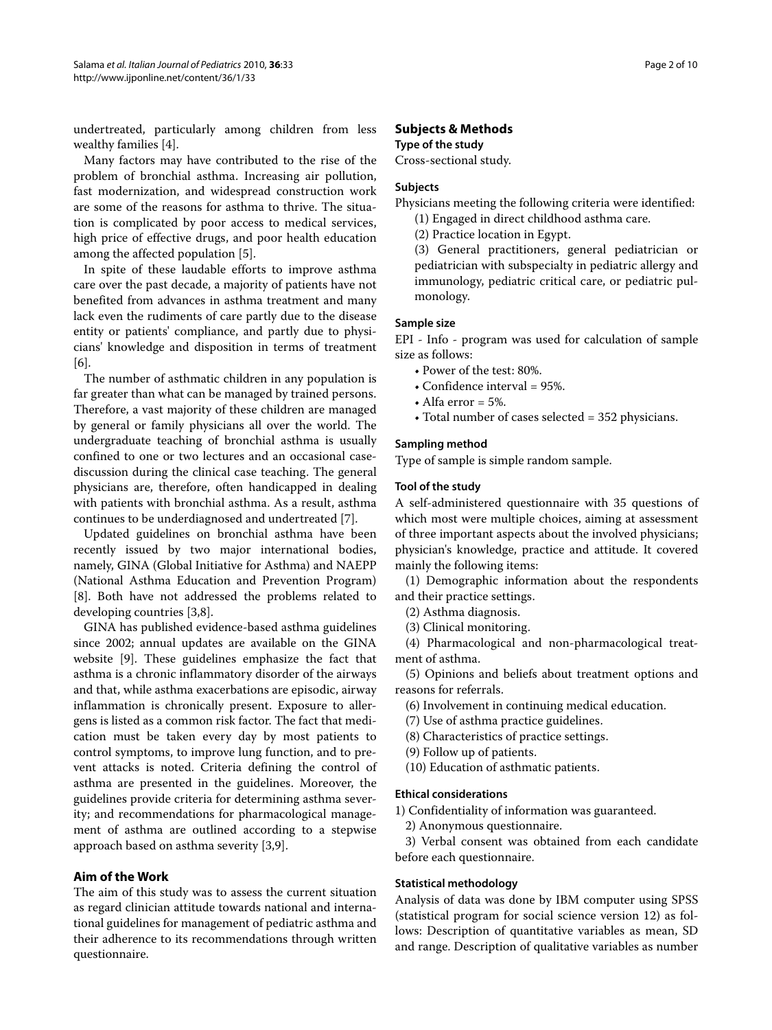undertreated, particularly among children from less wealthy families [4].

Many factors may have contributed to the rise of the problem of bronchial asthma. Increasing air pollution, fast modernization, and widespread construction work are some of the reasons for asthma to thrive. The situation is complicated by poor access to medical services, high price of effective drugs, and poor health education among the affected population [5].

In spite of these laudable efforts to improve asthma care over the past decade, a majority of patients have not benefited from advances in asthma treatment and many lack even the rudiments of care partly due to the disease entity or patients' compliance, and partly due to physicians' knowledge and disposition in terms of treatment [6].

The number of asthmatic children in any population is far greater than what can be managed by trained persons. Therefore, a vast majority of these children are managed by general or family physicians all over the world. The undergraduate teaching of bronchial asthma is usually confined to one or two lectures and an occasional case-discussion during the clinical case teaching. The general physicians are, therefore, often handicapped in dealing with patients with bronchial asthma. As a result, asthma continues to be underdiagnosed and undertreated [7].

Updated guidelines on bronchial asthma have been recently issued by two major international bodies, namely, GINA (Global Initiative for Asthma) and NAEPP (National Asthma Education and Prevention Program) [8]. Both have not addressed the problems related to developing countries [3,8].

GINA has published evidence-based asthma guidelines since 2002; annual updates are available on the GINA website [9]. These guidelines emphasize the fact that asthma is a chronic inflammatory disorder of the airways and that, while asthma exacerbations are episodic, airway inflammation is chronically present. Exposure to allergens is listed as a common risk factor. The fact that medication must be taken every day by most patients to control symptoms, to improve lung function, and to prevent attacks is noted. Criteria defining the control of asthma are presented in the guidelines. Moreover, the guidelines provide criteria for determining asthma severity; and recommendations for pharmacological management of asthma are outlined according to a stepwise approach based on asthma severity [3,9].

## Aim of the Work

The aim of this study was to assess the current situation as regard clinician attitude towards national and international guidelines for management of pediatric asthma and their adherence to its recommendations through written questionnaire.

## Subjects & Methods

### Type of the study

Cross-sectional study.

### Subjects

Physicians meeting the following criteria were identified:

(1) Engaged in direct childhood asthma care.

(2) Practice location in Egypt.

(3) General practitioners, general pediatrician or pediatrician with subspecialty in pediatric allergy and immunology, pediatric critical care, or pediatric pulmonology.

### Sample size

EPI - Info - program was used for calculation of sample size as follows:

- Power of the test: 80%.
- Confidence interval = 95%.
- Alfa error = 5%.
- Total number of cases selected = 352 physicians.

### Sampling method

Type of sample is simple random sample.

### Tool of the study

A self-administered questionnaire with 35 questions of which most were multiple choices, aiming at assessment of three important aspects about the involved physicians; physician's knowledge, practice and attitude. It covered mainly the following items:

(1) Demographic information about the respondents and their practice settings.

(2) Asthma diagnosis.

(3) Clinical monitoring.

(4) Pharmacological and non-pharmacological treatment of asthma.

(5) Opinions and beliefs about treatment options and reasons for referrals.

(6) Involvement in continuing medical education.

(7) Use of asthma practice guidelines.

(8) Characteristics of practice settings.

(9) Follow up of patients.

(10) Education of asthmatic patients.

### Ethical considerations

1) Confidentiality of information was guaranteed.

2) Anonymous questionnaire.

3) Verbal consent was obtained from each candidate before each questionnaire.

### Statistical methodology

Analysis of data was done by IBM computer using SPSS (statistical program for social science version 12) as follows: Description of quantitative variables as mean, SD and range. Description of qualitative variables as number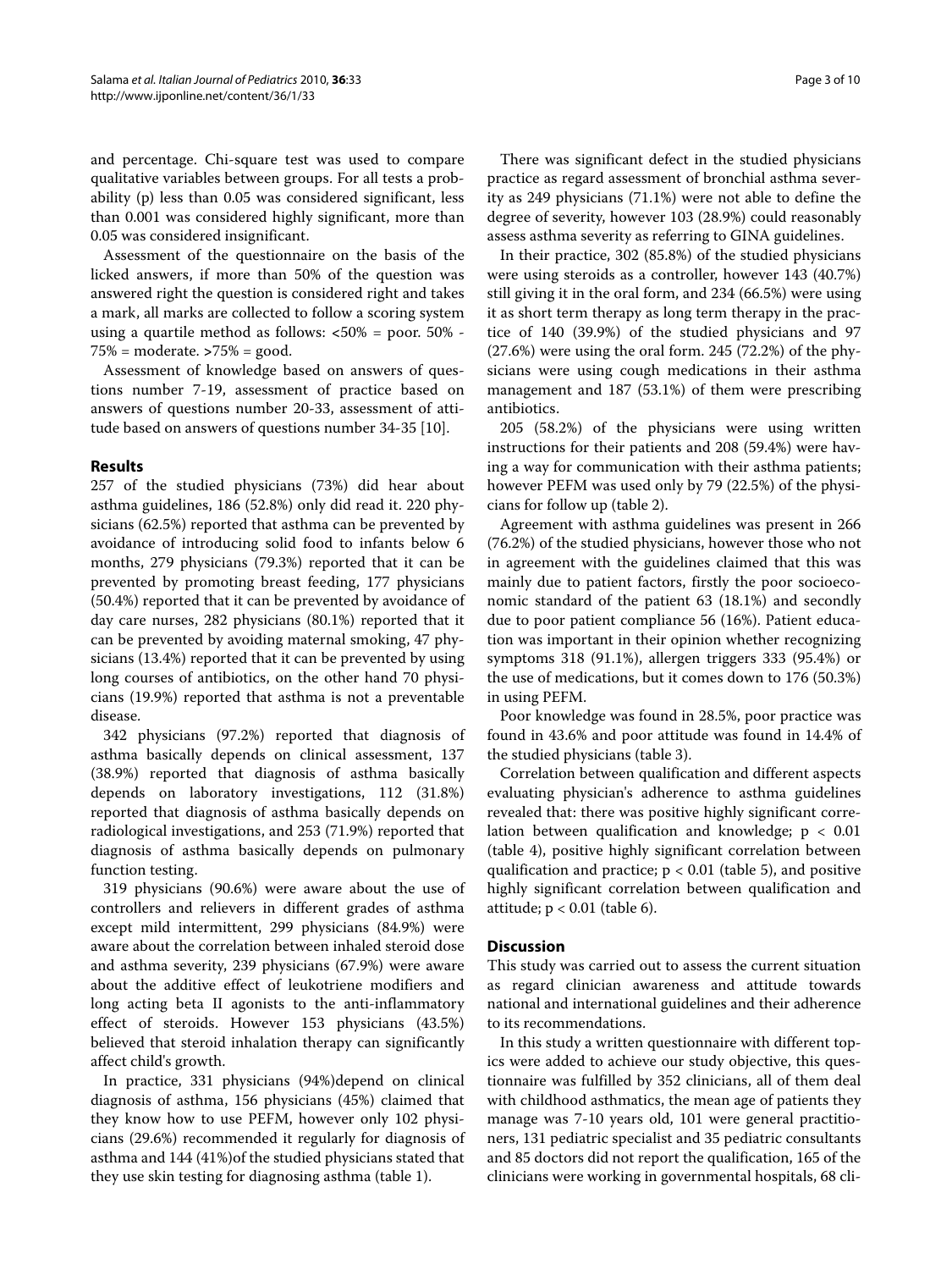and percentage. Chi-square test was used to compare qualitative variables between groups. For all tests a probability (p) less than 0.05 was considered significant, less than 0.001 was considered highly significant, more than 0.05 was considered insignificant.

Assessment of the questionnaire on the basis of the licked answers, if more than 50% of the question was answered right the question is considered right and takes a mark, all marks are collected to follow a scoring system using a quartile method as follows: <50% = poor. 50% - 75% = moderate. >75% = good.

Assessment of knowledge based on answers of questions number 7-19, assessment of practice based on answers of questions number 20-33, assessment of attitude based on answers of questions number 34-35 [10].

## Results

257 of the studied physicians (73%) did hear about asthma guidelines, 186 (52.8%) only did read it. 220 physicians (62.5%) reported that asthma can be prevented by avoidance of introducing solid food to infants below 6 months, 279 physicians (79.3%) reported that it can be prevented by promoting breast feeding, 177 physicians (50.4%) reported that it can be prevented by avoidance of day care nurses, 282 physicians (80.1%) reported that it can be prevented by avoiding maternal smoking, 47 physicians (13.4%) reported that it can be prevented by using long courses of antibiotics, on the other hand 70 physicians (19.9%) reported that asthma is not a preventable disease.

342 physicians (97.2%) reported that diagnosis of asthma basically depends on clinical assessment, 137 (38.9%) reported that diagnosis of asthma basically depends on laboratory investigations, 112 (31.8%) reported that diagnosis of asthma basically depends on radiological investigations, and 253 (71.9%) reported that diagnosis of asthma basically depends on pulmonary function testing.

319 physicians (90.6%) were aware about the use of controllers and relievers in different grades of asthma except mild intermittent, 299 physicians (84.9%) were aware about the correlation between inhaled steroid dose and asthma severity, 239 physicians (67.9%) were aware about the additive effect of leukotriene modifiers and long acting beta II agonists to the anti-inflammatory effect of steroids. However 153 physicians (43.5%) believed that steroid inhalation therapy can significantly affect child's growth.

In practice, 331 physicians (94%)depend on clinical diagnosis of asthma, 156 physicians (45%) claimed that they know how to use PEFM, however only 102 physicians (29.6%) recommended it regularly for diagnosis of asthma and 144 (41%)of the studied physicians stated that they use skin testing for diagnosing asthma (table 1).

There was significant defect in the studied physicians practice as regard assessment of bronchial asthma severity as 249 physicians (71.1%) were not able to define the degree of severity, however 103 (28.9%) could reasonably assess asthma severity as referring to GINA guidelines.

In their practice, 302 (85.8%) of the studied physicians were using steroids as a controller, however 143 (40.7%) still giving it in the oral form, and 234 (66.5%) were using it as short term therapy as long term therapy in the practice of 140 (39.9%) of the studied physicians and 97 (27.6%) were using the oral form. 245 (72.2%) of the physicians were using cough medications in their asthma management and 187 (53.1%) of them were prescribing antibiotics.

205 (58.2%) of the physicians were using written instructions for their patients and 208 (59.4%) were having a way for communication with their asthma patients; however PEFM was used only by 79 (22.5%) of the physicians for follow up (table 2).

Agreement with asthma guidelines was present in 266 (76.2%) of the studied physicians, however those who not in agreement with the guidelines claimed that this was mainly due to patient factors, firstly the poor socioeconomic standard of the patient 63 (18.1%) and secondly due to poor patient compliance 56 (16%). Patient education was important in their opinion whether recognizing symptoms 318 (91.1%), allergen triggers 333 (95.4%) or the use of medications, but it comes down to 176 (50.3%) in using PEFM.

Poor knowledge was found in 28.5%, poor practice was found in 43.6% and poor attitude was found in 14.4% of the studied physicians (table 3).

Correlation between qualification and different aspects evaluating physician's adherence to asthma guidelines revealed that: there was positive highly significant correlation between qualification and knowledge; $p < 0.01$ (table 4), positive highly significant correlation between qualification and practice; $p < 0.01$ (table 5), and positive highly significant correlation between qualification and attitude; $p < 0.01$ (table 6).

## Discussion

This study was carried out to assess the current situation as regard clinician awareness and attitude towards national and international guidelines and their adherence to its recommendations.

In this study a written questionnaire with different topics were added to achieve our study objective, this questionnaire was fulfilled by 352 clinicians, all of them deal with childhood asthmatics, the mean age of patients they manage was 7-10 years old, 101 were general practitioners, 131 pediatric specialist and 35 pediatric consultants and 85 doctors did not report the qualification, 165 of the clinicians were working in governmental hospitals, 68 cli-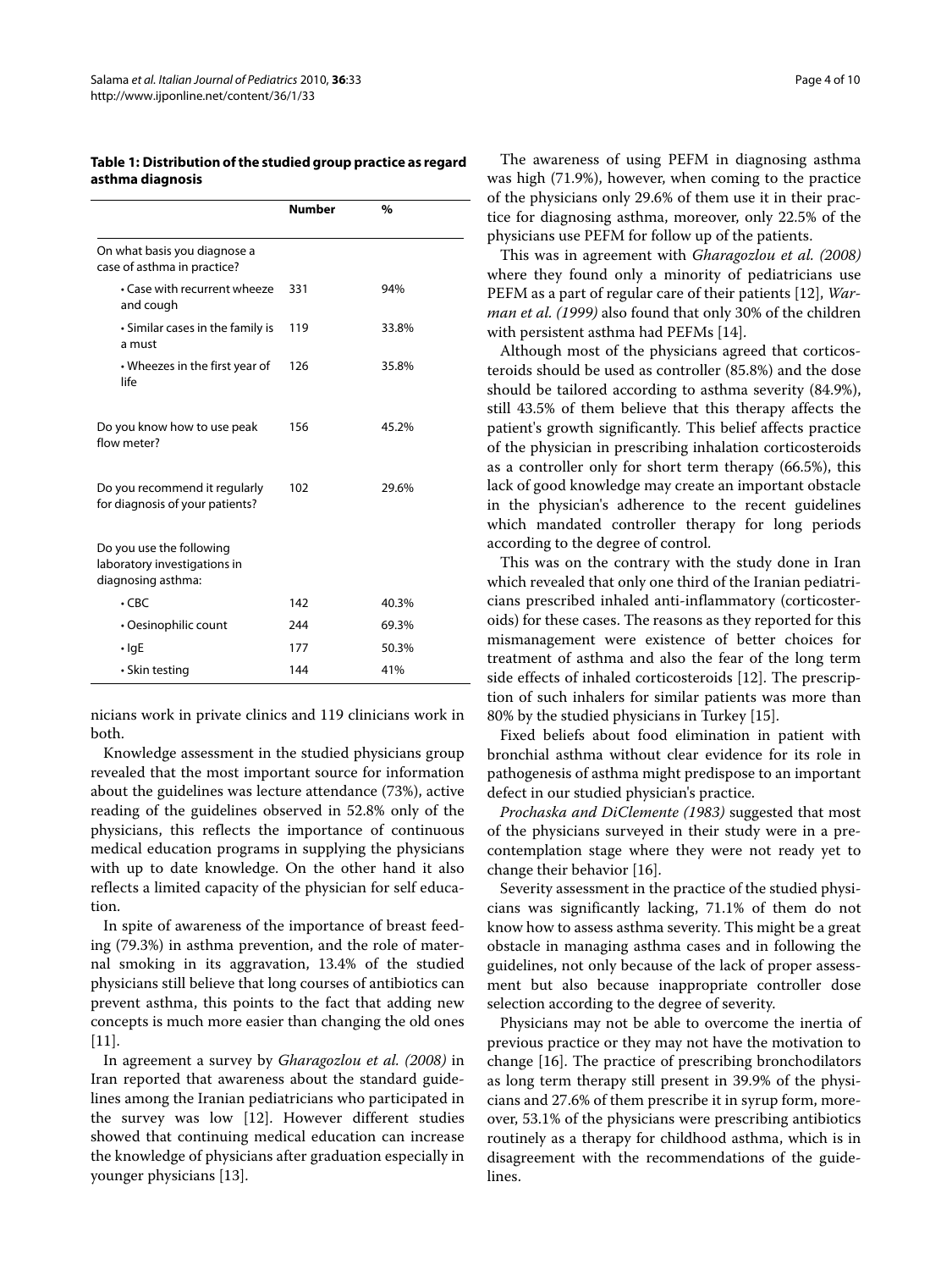**Table 1: Distribution of the studied group practice as regard asthma diagnosis**

| | Number | % |
|---|---|---|
| On what basis you diagnose a case of asthma in practice? | | |
| • Case with recurrent wheeze and cough | 331 | 94% |
| • Similar cases in the family is a must | 119 | 33.8% |
| • Wheezes in the first year of life | 126 | 35.8% |
| Do you know how to use peak flow meter? | 156 | 45.2% |
| Do you recommend it regularly for diagnosis of your patients? | 102 | 29.6% |
| Do you use the following laboratory investigations in diagnosing asthma: | | |
| • CBC | 142 | 40.3% |
| • Oesinophilic count | 244 | 69.3% |
| • IgE | 177 | 50.3% |
| • Skin testing | 144 | 41% |

nicians work in private clinics and 119 clinicians work in both.

Knowledge assessment in the studied physicians group revealed that the most important source for information about the guidelines was lecture attendance (73%), active reading of the guidelines observed in 52.8% only of the physicians, this reflects the importance of continuous medical education programs in supplying the physicians with up to date knowledge. On the other hand it also reflects a limited capacity of the physician for self education.

In spite of awareness of the importance of breast feeding (79.3%) in asthma prevention, and the role of maternal smoking in its aggravation, 13.4% of the studied physicians still believe that long courses of antibiotics can prevent asthma, this points to the fact that adding new concepts is much more easier than changing the old ones [11].

In agreement a survey by *Gharagozlou et al. (2008)* in Iran reported that awareness about the standard guidelines among the Iranian pediatricians who participated in the survey was low [12]. However different studies showed that continuing medical education can increase the knowledge of physicians after graduation especially in younger physicians [13].

The awareness of using PEFM in diagnosing asthma was high (71.9%), however, when coming to the practice of the physicians only 29.6% of them use it in their practice for diagnosing asthma, moreover, only 22.5% of the physicians use PEFM for follow up of the patients.

This was in agreement with *Gharagozlou et al. (2008)* where they found only a minority of pediatricians use PEFM as a part of regular care of their patients [12], *Warman et al. (1999)* also found that only 30% of the children with persistent asthma had PEFMs [14].

Although most of the physicians agreed that corticosteroids should be used as controller (85.8%) and the dose should be tailored according to asthma severity (84.9%), still 43.5% of them believe that this therapy affects the patient's growth significantly. This belief affects practice of the physician in prescribing inhalation corticosteroids as a controller only for short term therapy (66.5%), this lack of good knowledge may create an important obstacle in the physician's adherence to the recent guidelines which mandated controller therapy for long periods according to the degree of control.

This was on the contrary with the study done in Iran which revealed that only one third of the Iranian pediatricians prescribed inhaled anti-inflammatory (corticosteroids) for these cases. The reasons as they reported for this mismanagement were existence of better choices for treatment of asthma and also the fear of the long term side effects of inhaled corticosteroids [12]. The prescription of such inhalers for similar patients was more than 80% by the studied physicians in Turkey [15].

Fixed beliefs about food elimination in patient with bronchial asthma without clear evidence for its role in pathogenesis of asthma might predispose to an important defect in our studied physician's practice.

*Prochaska and DiClemente (1983)* suggested that most of the physicians surveyed in their study were in a precontemplation stage where they were not ready yet to change their behavior [16].

Severity assessment in the practice of the studied physicians was significantly lacking, 71.1% of them do not know how to assess asthma severity. This might be a great obstacle in managing asthma cases and in following the guidelines, not only because of the lack of proper assessment but also because inappropriate controller dose selection according to the degree of severity.

Physicians may not be able to overcome the inertia of previous practice or they may not have the motivation to change [16]. The practice of prescribing bronchodilators as long term therapy still present in 39.9% of the physicians and 27.6% of them prescribe it in syrup form, moreover, 53.1% of the physicians were prescribing antibiotics routinely as a therapy for childhood asthma, which is in disagreement with the recommendations of the guidelines.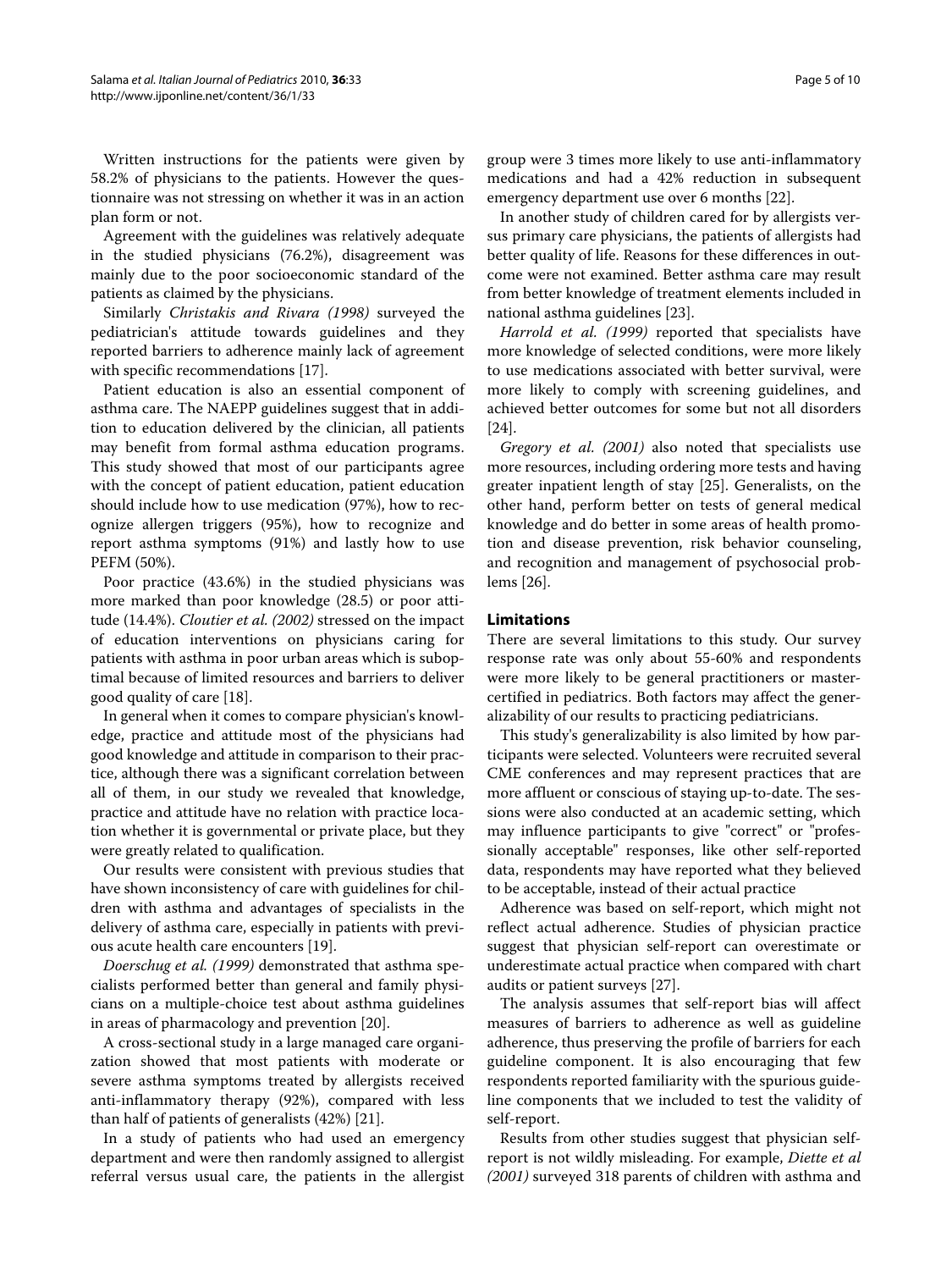Written instructions for the patients were given by 58.2% of physicians to the patients. However the questionnaire was not stressing on whether it was in an action plan form or not.

Agreement with the guidelines was relatively adequate in the studied physicians (76.2%), disagreement was mainly due to the poor socioeconomic standard of the patients as claimed by the physicians.

Similarly *Christakis and Rivara (1998)* surveyed the pediatrician's attitude towards guidelines and they reported barriers to adherence mainly lack of agreement with specific recommendations [17].

Patient education is also an essential component of asthma care. The NAEPP guidelines suggest that in addition to education delivered by the clinician, all patients may benefit from formal asthma education programs. This study showed that most of our participants agree with the concept of patient education, patient education should include how to use medication (97%), how to recognize allergen triggers (95%), how to recognize and report asthma symptoms (91%) and lastly how to use PEFM (50%).

Poor practice (43.6%) in the studied physicians was more marked than poor knowledge (28.5) or poor attitude (14.4%). *Cloutier et al. (2002)* stressed on the impact of education interventions on physicians caring for patients with asthma in poor urban areas which is suboptimal because of limited resources and barriers to deliver good quality of care [18].

In general when it comes to compare physician's knowledge, practice and attitude most of the physicians had good knowledge and attitude in comparison to their practice, although there was a significant correlation between all of them, in our study we revealed that knowledge, practice and attitude have no relation with practice location whether it is governmental or private place, but they were greatly related to qualification.

Our results were consistent with previous studies that have shown inconsistency of care with guidelines for children with asthma and advantages of specialists in the delivery of asthma care, especially in patients with previous acute health care encounters [19].

*Doerschug et al. (1999)* demonstrated that asthma specialists performed better than general and family physicians on a multiple-choice test about asthma guidelines in areas of pharmacology and prevention [20].

A cross-sectional study in a large managed care organization showed that most patients with moderate or severe asthma symptoms treated by allergists received anti-inflammatory therapy (92%), compared with less than half of patients of generalists (42%) [21].

In a study of patients who had used an emergency department and were then randomly assigned to allergist referral versus usual care, the patients in the allergist group were 3 times more likely to use anti-inflammatory medications and had a 42% reduction in subsequent emergency department use over 6 months [22].

In another study of children cared for by allergists versus primary care physicians, the patients of allergists had better quality of life. Reasons for these differences in outcome were not examined. Better asthma care may result from better knowledge of treatment elements included in national asthma guidelines [23].

*Harrold et al. (1999)* reported that specialists have more knowledge of selected conditions, were more likely to use medications associated with better survival, were more likely to comply with screening guidelines, and achieved better outcomes for some but not all disorders [24].

*Gregory et al. (2001)* also noted that specialists use more resources, including ordering more tests and having greater inpatient length of stay [25]. Generalists, on the other hand, perform better on tests of general medical knowledge and do better in some areas of health promotion and disease prevention, risk behavior counseling, and recognition and management of psychosocial problems [26].

## Limitations

There are several limitations to this study. Our survey response rate was only about 55-60% and respondents were more likely to be general practitioners or master-certified in pediatrics. Both factors may affect the generalizability of our results to practicing pediatricians.

This study's generalizability is also limited by how participants were selected. Volunteers were recruited several CME conferences and may represent practices that are more affluent or conscious of staying up-to-date. The sessions were also conducted at an academic setting, which may influence participants to give "correct" or "professionally acceptable" responses, like other self-reported data, respondents may have reported what they believed to be acceptable, instead of their actual practice

Adherence was based on self-report, which might not reflect actual adherence. Studies of physician practice suggest that physician self-report can overestimate or underestimate actual practice when compared with chart audits or patient surveys [27].

The analysis assumes that self-report bias will affect measures of barriers to adherence as well as guideline adherence, thus preserving the profile of barriers for each guideline component. It is also encouraging that few respondents reported familiarity with the spurious guideline components that we included to test the validity of self-report.

Results from other studies suggest that physician self-report is not wildly misleading. For example, *Diette et al (2001)* surveyed 318 parents of children with asthma and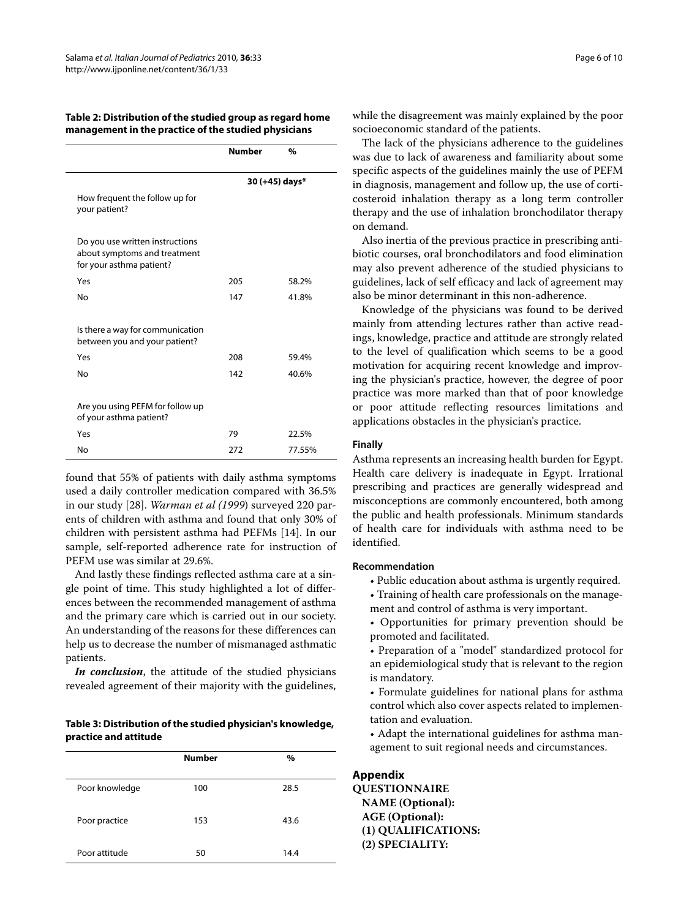**Table 2: Distribution of the studied group as regard home management in the practice of the studied physicians**

| | Number | % |
|---|---|---|
| How frequent the follow up for your patient? | 30 (+45) days* | |
| Do you use written instructions about symptoms and treatment for your asthma patient? | | |
| Yes | 205 | 58.2% |
| No | 147 | 41.8% |
| Is there a way for communication between you and your patient? | | |
| Yes | 208 | 59.4% |
| No | 142 | 40.6% |
| Are you using PEFM for follow up of your asthma patient? | | |
| Yes | 79 | 22.5% |
| No | 272 | 77.55% |

found that 55% of patients with daily asthma symptoms used a daily controller medication compared with 36.5% in our study [28]. *Warman et al (1999*) surveyed 220 parents of children with asthma and found that only 30% of children with persistent asthma had PEFMs [14]. In our sample, self-reported adherence rate for instruction of PEFM use was similar at 29.6%.

And lastly these findings reflected asthma care at a single point of time. This study highlighted a lot of differences between the recommended management of asthma and the primary care which is carried out in our society. An understanding of the reasons for these differences can help us to decrease the number of mismanaged asthmatic patients.

***In conclusion***, the attitude of the studied physicians revealed agreement of their majority with the guidelines, while the disagreement was mainly explained by the poor socioeconomic standard of the patients.

The lack of the physicians adherence to the guidelines was due to lack of awareness and familiarity about some specific aspects of the guidelines mainly the use of PEFM in diagnosis, management and follow up, the use of corticosteroid inhalation therapy as a long term controller therapy and the use of inhalation bronchodilator therapy on demand.

Also inertia of the previous practice in prescribing antibiotic courses, oral bronchodilators and food elimination may also prevent adherence of the studied physicians to guidelines, lack of self efficacy and lack of agreement may also be minor determinant in this non-adherence.

Knowledge of the physicians was found to be derived mainly from attending lectures rather than active readings, knowledge, practice and attitude are strongly related to the level of qualification which seems to be a good motivation for acquiring recent knowledge and improving the physician's practice, however, the degree of poor practice was more marked than that of poor knowledge or poor attitude reflecting resources limitations and applications obstacles in the physician's practice.

**Table 3: Distribution of the studied physician's knowledge, practice and attitude**

| | Number | % |
|---|---|---|
| Poor knowledge | 100 | 28.5 |
| Poor practice | 153 | 43.6 |
| Poor attitude | 50 | 14.4 |

### Finally

Asthma represents an increasing health burden for Egypt. Health care delivery is inadequate in Egypt. Irrational prescribing and practices are generally widespread and misconceptions are commonly encountered, both among the public and health professionals. Minimum standards of health care for individuals with asthma need to be identified.

### Recommendation

- Public education about asthma is urgently required.
- Training of health care professionals on the management and control of asthma is very important.
- Opportunities for primary prevention should be promoted and facilitated.
- Preparation of a "model" standardized protocol for an epidemiological study that is relevant to the region is mandatory.
- Formulate guidelines for national plans for asthma control which also cover aspects related to implementation and evaluation.
- Adapt the international guidelines for asthma management to suit regional needs and circumstances.

## Appendix

**QUESTIONNAIRE**

**NAME (Optional):**

**AGE (Optional):**

**(1) QUALIFICATIONS:**

**(2) SPECIALITY:**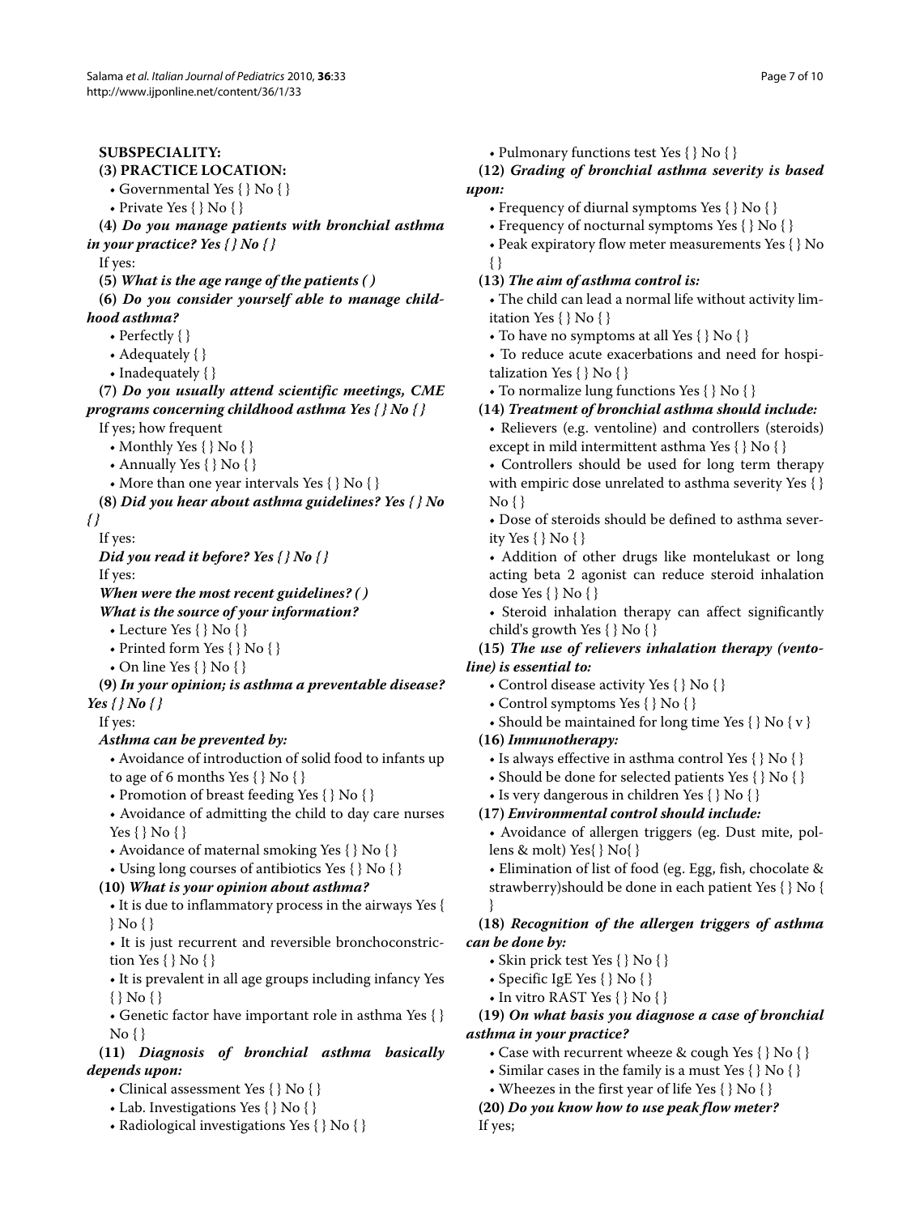**SUBSPECIALITY:**

**(3) PRACTICE LOCATION:**

- Governmental Yes { } No { }
- Private Yes { } No { }

**(4)** ***Do you manage patients with bronchial asthma in your practice? Yes { } No { }***

If yes:

**(5)** ***What is the age range of the patients ( )***

**(6)** ***Do you consider yourself able to manage childhood asthma?***

- Perfectly { }
- Adequately { }
- Inadequately { }

**(7)** ***Do you usually attend scientific meetings, CME programs concerning childhood asthma Yes { } No { }***

If yes; how frequent

- Monthly Yes { } No { }
- Annually Yes { } No { }
- More than one year intervals Yes { } No { }

**(8)** ***Did you hear about asthma guidelines? Yes { } No { }***

If yes:

***Did you read it before? Yes { } No { }***

If yes:

***When were the most recent guidelines? ( )***

***What is the source of your information?***

- Lecture Yes { } No { }
- Printed form Yes { } No { }
- On line Yes { } No { }

**(9)** ***In your opinion; is asthma a preventable disease? Yes { } No { }***

If yes:

***Asthma can be prevented by:***

- Avoidance of introduction of solid food to infants up to age of 6 months Yes { } No { }
- Promotion of breast feeding Yes { } No { }
- Avoidance of admitting the child to day care nurses Yes { } No { }
- Avoidance of maternal smoking Yes { } No { }
- Using long courses of antibiotics Yes { } No { }

**(10)** ***What is your opinion about asthma?***

- It is due to inflammatory process in the airways Yes { } No { }
- It is just recurrent and reversible bronchoconstriction Yes { } No { }
- It is prevalent in all age groups including infancy Yes { } No { }
- Genetic factor have important role in asthma Yes { } No { }

**(11)** ***Diagnosis of bronchial asthma basically depends upon:***

- Clinical assessment Yes { } No { }
- Lab. Investigations Yes { } No { }
- Radiological investigations Yes { } No { }
- Pulmonary functions test Yes { } No { }

**(12)** ***Grading of bronchial asthma severity is based upon:***

- Frequency of diurnal symptoms Yes { } No { }
- Frequency of nocturnal symptoms Yes { } No { }
- Peak expiratory flow meter measurements Yes { } No { }

**(13)** ***The aim of asthma control is:***

- The child can lead a normal life without activity limitation Yes { } No { }
- To have no symptoms at all Yes { } No { }
- To reduce acute exacerbations and need for hospitalization Yes { } No { }
- To normalize lung functions Yes { } No { }

**(14)** ***Treatment of bronchial asthma should include:***

- Relievers (e.g. ventoline) and controllers (steroids) except in mild intermittent asthma Yes { } No { }
- Controllers should be used for long term therapy with empiric dose unrelated to asthma severity Yes { } No { }
- Dose of steroids should be defined to asthma severity Yes { } No { }
- Addition of other drugs like montelukast or long acting beta 2 agonist can reduce steroid inhalation dose Yes { } No { }
- Steroid inhalation therapy can affect significantly child's growth Yes { } No { }

**(15)** ***The use of relievers inhalation therapy (ventoline) is essential to:***

- Control disease activity Yes { } No { }
- Control symptoms Yes { } No { }
- Should be maintained for long time Yes { } No { v }

**(16)** ***Immunotherapy:***

- Is always effective in asthma control Yes { } No { }
- Should be done for selected patients Yes { } No { }
- Is very dangerous in children Yes { } No { }

**(17)** ***Environmental control should include:***

- Avoidance of allergen triggers (eg. Dust mite, pollens & molt) Yes{ } No{ }
- Elimination of list of food (eg. Egg, fish, chocolate & strawberry)should be done in each patient Yes { } No { }

**(18)** ***Recognition of the allergen triggers of asthma can be done by:***

- Skin prick test Yes { } No { }
- Specific IgE Yes { } No { }
- In vitro RAST Yes { } No { }

**(19)** ***On what basis you diagnose a case of bronchial asthma in your practice?***

- Case with recurrent wheeze & cough Yes { } No { }
- Similar cases in the family is a must Yes { } No { }
- Wheezes in the first year of life Yes { } No { }

**(20)** ***Do you know how to use peak flow meter?***

If yes;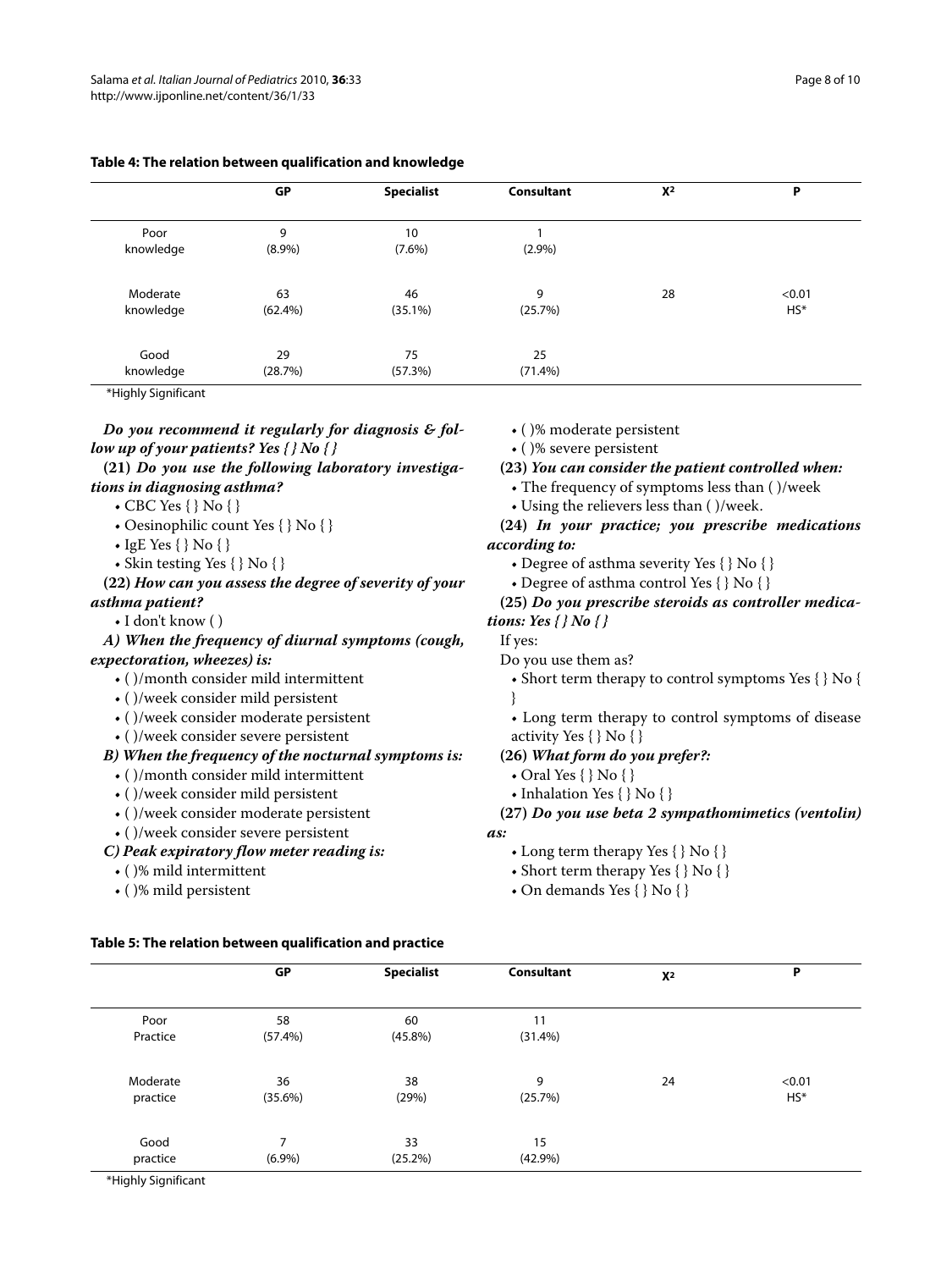**Table 4: The relation between qualification and knowledge**

| | GP | Specialist | Consultant | $X^2$ | P |
|---|---|---|---|---|---|
| Poor knowledge | 9 (8.9%) | 10 (7.6%) | 1 (2.9%) | | |
| Moderate knowledge | 63 (62.4%) | 46 (35.1%) | 9 (25.7%) | 28 | <0.01 HS* |
| Good knowledge | 29 (28.7%) | 75 (57.3%) | 25 (71.4%) | | |

*Highly Significant

***Do you recommend it regularly for diagnosis & follow up of your patients? Yes { } No { }***

**(21)** ***Do you use the following laboratory investigations in diagnosing asthma?***

- CBC Yes { } No { }
- Oesinophilic count Yes { } No { }
- IgE Yes { } No { }
- Skin testing Yes { } No { }

**(22)** ***How can you assess the degree of severity of your asthma patient?***

- I don't know ( )

***A) When the frequency of diurnal symptoms (cough, expectoration, wheezes) is:***

- ( )/month consider mild intermittent
- ( )/week consider mild persistent
- ( )/week consider moderate persistent
- ( )/week consider severe persistent

***B) When the frequency of the nocturnal symptoms is:***

- ( )/month consider mild intermittent
- ( )/week consider mild persistent
- ( )/week consider moderate persistent
- ( )/week consider severe persistent

***C) Peak expiratory flow meter reading is:***

- ( )% mild intermittent
- ( )% mild persistent
- ( )% moderate persistent
- ( )% severe persistent

**(23)** ***You can consider the patient controlled when:***

- The frequency of symptoms less than ( )/week
- Using the relievers less than ( )/week.

**(24)** ***In your practice; you prescribe medications according to:***

- Degree of asthma severity Yes { } No { }
- Degree of asthma control Yes { } No { }

**(25)** ***Do you prescribe steroids as controller medications: Yes { } No { }***

If yes:

Do you use them as?

- Short term therapy to control symptoms Yes { } No { }
- Long term therapy to control symptoms of disease activity Yes { } No { }

**(26)** ***What form do you prefer?:***

- Oral Yes { } No { }
- Inhalation Yes { } No { }

**(27)** ***Do you use beta 2 sympathomimetics (ventolin) as:***

- Long term therapy Yes { } No { }
- Short term therapy Yes { } No { }
- On demands Yes { } No { }

**Table 5: The relation between qualification and practice**

| | GP | Specialist | Consultant | $X^2$ | P |
|---|---|---|---|---|---|
| Poor Practice | 58 (57.4%) | 60 (45.8%) | 11 (31.4%) | | |
| Moderate practice | 36 (35.6%) | 38 (29%) | 9 (25.7%) | 24 | <0.01 HS* |
| Good practice | 7 (6.9%) | 33 (25.2%) | 15 (42.9%) | | |

*Highly Significant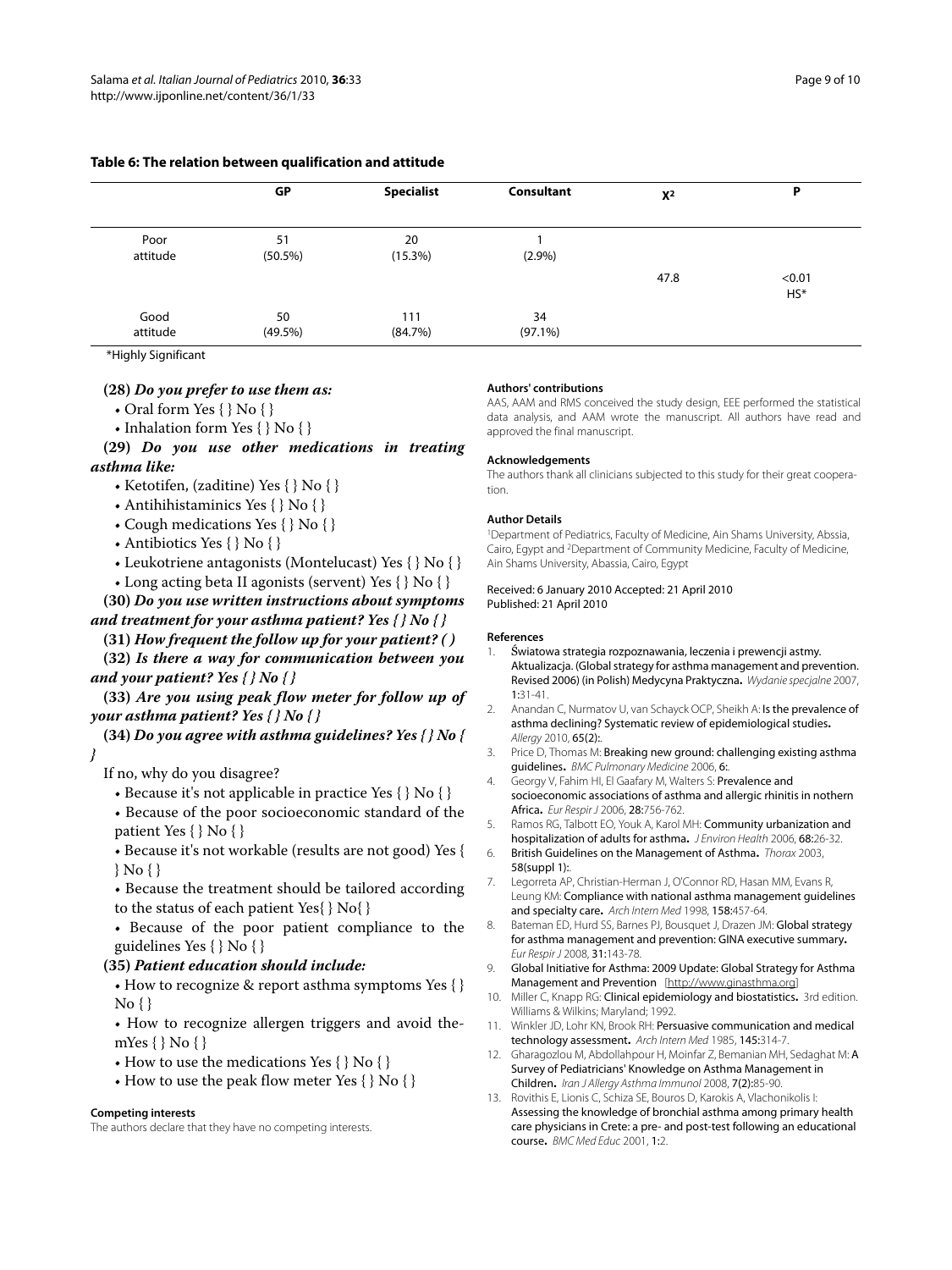**Table 6: The relation between qualification and attitude**

| | GP | Specialist | Consultant | $X^2$ | P |
|---|---|---|---|---|---|
| Poor attitude | 51 (50.5%) | 20 (15.3%) | 1 (2.9%) | 47.8 | <0.01 HS* |
| Good attitude | 50 (49.5%) | 111 (84.7%) | 34 (97.1%) | | |

*Highly Significant

**(28)** ***Do you prefer to use them as:***

- Oral form Yes { } No { }
- Inhalation form Yes { } No { }

**(29)** ***Do you use other medications in treating asthma like:***

- Ketotifen, (zaditine) Yes { } No { }
- Antihihistaminics Yes { } No { }
- Cough medications Yes { } No { }
- Antibiotics Yes { } No { }
- Leukotriene antagonists (Montelucast) Yes { } No { }
- Long acting beta II agonists (servent) Yes { } No { }

**(30)** ***Do you use written instructions about symptoms and treatment for your asthma patient? Yes { } No { }***

**(31)** ***How frequent the follow up for your patient? ( )***

**(32)** ***Is there a way for communication between you and your patient? Yes { } No { }***

**(33)** ***Are you using peak flow meter for follow up of your asthma patient? Yes { } No { }***

**(34)** ***Do you agree with asthma guidelines? Yes { } No { }***

If no, why do you disagree?

- Because it's not applicable in practice Yes { } No { }
- Because of the poor socioeconomic standard of the patient Yes { } No { }
- Because it's not workable (results are not good) Yes { } No { }
- Because the treatment should be tailored according to the status of each patient Yes{ } No{ }
- Because of the poor patient compliance to the guidelines Yes { } No { }

**(35)** ***Patient education should include:***

- How to recognize & report asthma symptoms Yes { } No { }
- How to recognize allergen triggers and avoid the-mYes { } No { }
- How to use the medications Yes { } No { }
- How to use the peak flow meter Yes { } No { }

#### Competing interests

The authors declare that they have no competing interests.

#### Authors' contributions

AAS, AAM and RMS conceived the study design, EEE performed the statistical data analysis, and AAM wrote the manuscript. All authors have read and approved the final manuscript.

#### Acknowledgements

The authors thank all clinicians subjected to this study for their great cooperation.

#### Author Details

[1]Department of Pediatrics, Faculty of Medicine, Ain Shams University, Abssia, Cairo, Egypt and [2]Department of Community Medicine, Faculty of Medicine, Ain Shams University, Abassia, Cairo, Egypt

Received: 6 January 2010 Accepted: 21 April 2010
Published: 21 April 2010

#### References

1. Światowa strategia rozpoznawania, leczenia i prewencji astmy. Aktualizacja. (Global strategy for asthma management and prevention. Revised 2006) (in Polish) Medycyna Praktyczna. *Wydanie specjalne* 2007, **1**:31-41.
2. Anandan C, Nurmatov U, van Schayck OCP, Sheikh A: **Is the prevalence of asthma declining? Systematic review of epidemiological studies.** *Allergy* 2010, **65(2)**:.
3. Price D, Thomas M: **Breaking new ground: challenging existing asthma guidelines.** *BMC Pulmonary Medicine* 2006, **6**:.
4. Georgy V, Fahim HI, El Gaafary M, Walters S: **Prevalence and socioeconomic associations of asthma and allergic rhinitis in nothern Africa.** *Eur Respir J* 2006, **28**:756-762.
5. Ramos RG, Talbott EO, Youk A, Karol MH: **Community urbanization and hospitalization of adults for asthma.** *J Environ Health* 2006, **68**:26-32.
6. **British Guidelines on the Management of Asthma.** *Thorax* 2003, **58(suppl 1)**:.
7. Legorreta AP, Christian-Herman J, O'Connor RD, Hasan MM, Evans R, Leung KM: **Compliance with national asthma management guidelines and specialty care.** *Arch Intern Med* 1998, **158**:457-64.
8. Bateman ED, Hurd SS, Barnes PJ, Bousquet J, Drazen JM: **Global strategy for asthma management and prevention: GINA executive summary.** *Eur Respir J* 2008, **31**:143-78.
9. **Global Initiative for Asthma: 2009 Update: Global Strategy for Asthma Management and Prevention** [http://www.ginasthma.org]
10. Miller C, Knapp RG: **Clinical epidemiology and biostatistics.** 3rd edition. Williams & Wilkins; Maryland; 1992.
11. Winkler JD, Lohr KN, Brook RH: **Persuasive communication and medical technology assessment.** *Arch Intern Med* 1985, **145**:314-7.
12. Gharagozlou M, Abdollahpour H, Moinfar Z, Bemanian MH, Sedaghat M: **A Survey of Pediatricians' Knowledge on Asthma Management in Children.** *Iran J Allergy Asthma Immunol* 2008, **7(2)**:85-90.
13. Rovithis E, Lionis C, Schiza SE, Bouros D, Karokis A, Vlachonikolis I: **Assessing the knowledge of bronchial asthma among primary health care physicians in Crete: a pre- and post-test following an educational course.** *BMC Med Educ* 2001, **1**:2.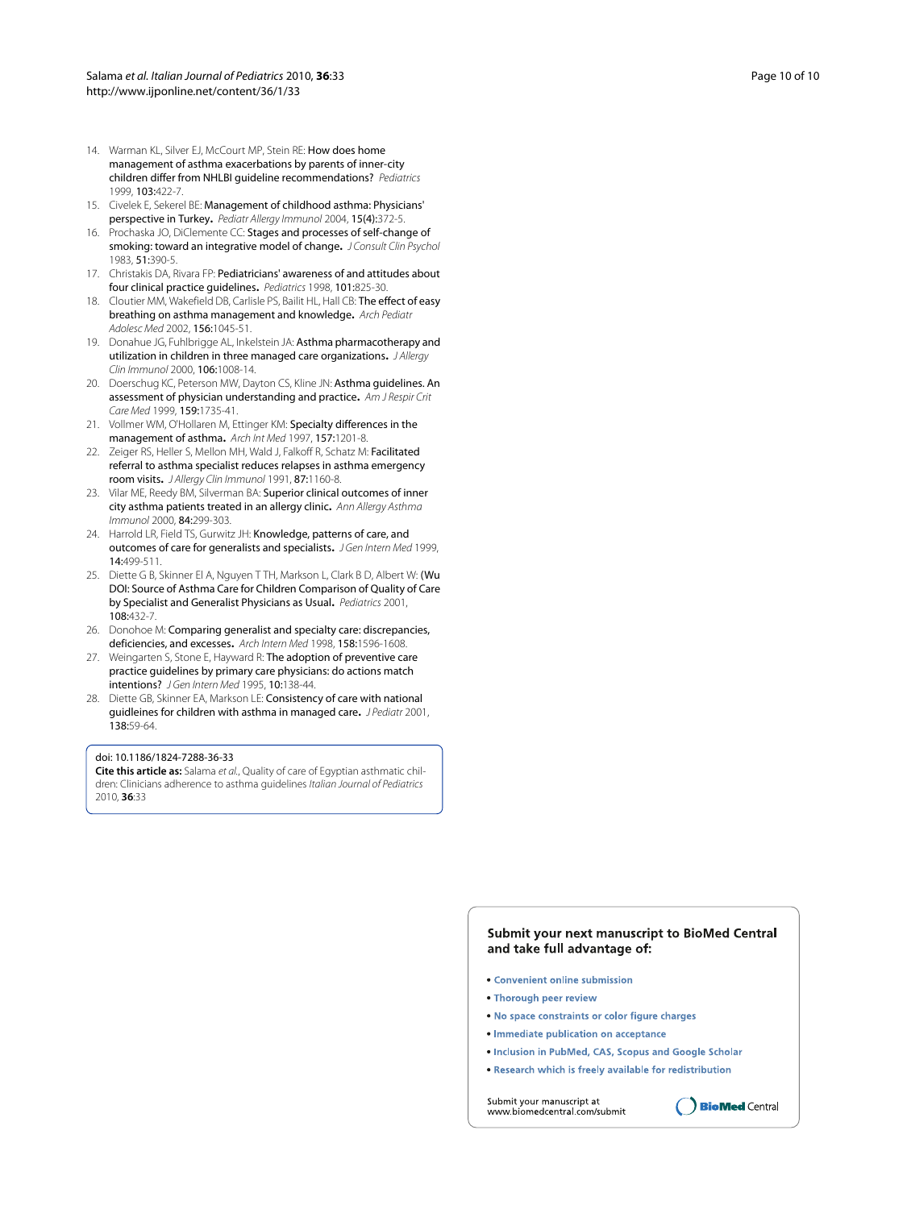14. Warman KL, Silver EJ, McCourt MP, Stein RE: **How does home management of asthma exacerbations by parents of inner-city children differ from NHLBI guideline recommendations?** *Pediatrics* 1999, **103**:422-7.
15. Civelek E, Sekerel BE: **Management of childhood asthma: Physicians' perspective in Turkey.** *Pediatr Allergy Immunol* 2004, **15(4)**:372-5.
16. Prochaska JO, DiClemente CC: **Stages and processes of self-change of smoking: toward an integrative model of change.** *J Consult Clin Psychol* 1983, **51**:390-5.
17. Christakis DA, Rivara FP: **Pediatricians' awareness of and attitudes about four clinical practice guidelines.** *Pediatrics* 1998, **101**:825-30.
18. Cloutier MM, Wakefield DB, Carlisle PS, Bailit HL, Hall CB: **The effect of easy breathing on asthma management and knowledge.** *Arch Pediatr Adolesc Med* 2002, **156**:1045-51.
19. Donahue JG, Fuhlbrigge AL, Inkelstein JA: **Asthma pharmacotherapy and utilization in children in three managed care organizations.** *J Allergy Clin Immunol* 2000, **106**:1008-14.
20. Doerschug KC, Peterson MW, Dayton CS, Kline JN: **Asthma guidelines. An assessment of physician understanding and practice.** *Am J Respir Crit Care Med* 1999, **159**:1735-41.
21. Vollmer WM, O'Hollaren M, Ettinger KM: **Specialty differences in the management of asthma.** *Arch Int Med* 1997, **157**:1201-8.
22. Zeiger RS, Heller S, Mellon MH, Wald J, Falkoff R, Schatz M: **Facilitated referral to asthma specialist reduces relapses in asthma emergency room visits.** *J Allergy Clin Immunol* 1991, **87**:1160-8.
23. Vilar ME, Reedy BM, Silverman BA: **Superior clinical outcomes of inner city asthma patients treated in an allergy clinic.** *Ann Allergy Asthma Immunol* 2000, **84**:299-303.
24. Harrold LR, Field TS, Gurwitz JH: **Knowledge, patterns of care, and outcomes of care for generalists and specialists.** *J Gen Intern Med* 1999, **14**:499-511.
25. Diette G B, Skinner El A, Nguyen T TH, Markson L, Clark B D, Albert W: **(Wu DOI: Source of Asthma Care for Children Comparison of Quality of Care by Specialist and Generalist Physicians as Usual.** *Pediatrics* 2001, **108**:432-7.
26. Donohoe M: **Comparing generalist and specialty care: discrepancies, deficiencies, and excesses.** *Arch Intern Med* 1998, **158**:1596-1608.
27. Weingarten S, Stone E, Hayward R: **The adoption of preventive care practice guidelines by primary care physicians: do actions match intentions?** *J Gen Intern Med* 1995, **10**:138-44.
28. Diette GB, Skinner EA, Markson LE: **Consistency of care with national guidleines for children with asthma in managed care.** *J Pediatr* 2001, **138**:59-64.

doi: 10.1186/1824-7288-36-33

**Cite this article as:** Salama *et al.*, Quality of care of Egyptian asthmatic children: Clinicians adherence to asthma guidelines *Italian Journal of Pediatrics* 2010, **36**:33